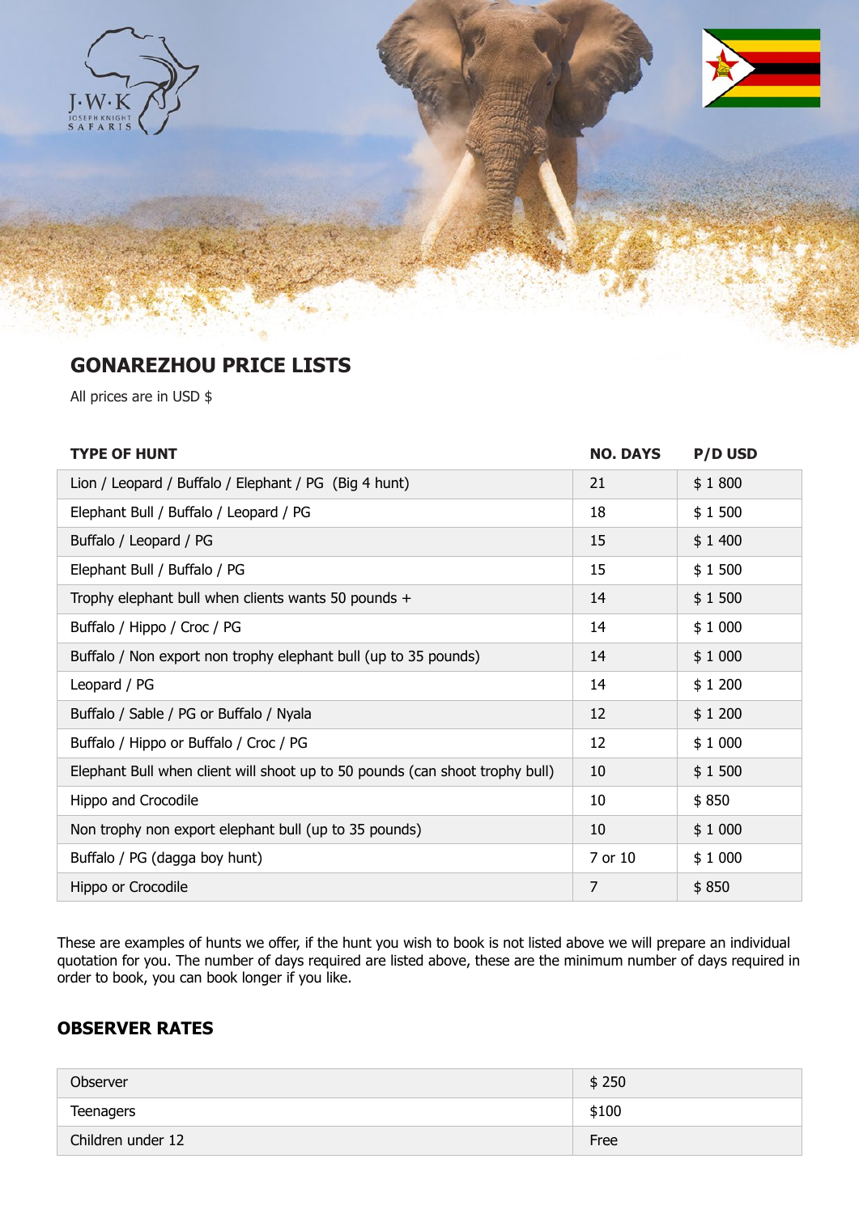## GONAREZHOU PRICE LISTS

All prices are in USD $

| TYPE OF HUNT | NO. DAYS | P/D USD |
|---|---|---|
| Lion / Leopard / Buffalo / Elephant / PG (Big 4 hunt) | 21 | $ 1 800 |
| Elephant Bull / Buffalo / Leopard / PG | 18 | $ 1 500 |
| Buffalo / Leopard / PG | 15 | $ 1 400 |
| Elephant Bull / Buffalo / PG | 15 | $ 1 500 |
| Trophy elephant bull when clients wants 50 pounds + | 14 | $ 1 500 |
| Buffalo / Hippo / Croc / PG | 14 | $ 1 000 |
| Buffalo / Non export non trophy elephant bull (up to 35 pounds) | 14 | $ 1 000 |
| Leopard / PG | 14 | $ 1 200 |
| Buffalo / Sable / PG or Buffalo / Nyala | 12 | $ 1 200 |
| Buffalo / Hippo or Buffalo / Croc / PG | 12 | $ 1 000 |
| Elephant Bull when client will shoot up to 50 pounds (can shoot trophy bull) | 10 | $ 1 500 |
| Hippo and Crocodile | 10 | $ 850 |
| Non trophy non export elephant bull (up to 35 pounds) | 10 | $ 1 000 |
| Buffalo / PG (dagga boy hunt) | 7 or 10 | $ 1 000 |
| Hippo or Crocodile | 7 | $ 850 |

These are examples of hunts we offer, if the hunt you wish to book is not listed above we will prepare an individual quotation for you. The number of days required are listed above, these are the minimum number of days required in order to book, you can book longer if you like.

## OBSERVER RATES

| | |
|---|---|
| Observer | $ 250 |
| Teenagers | $100 |
| Children under 12 | Free |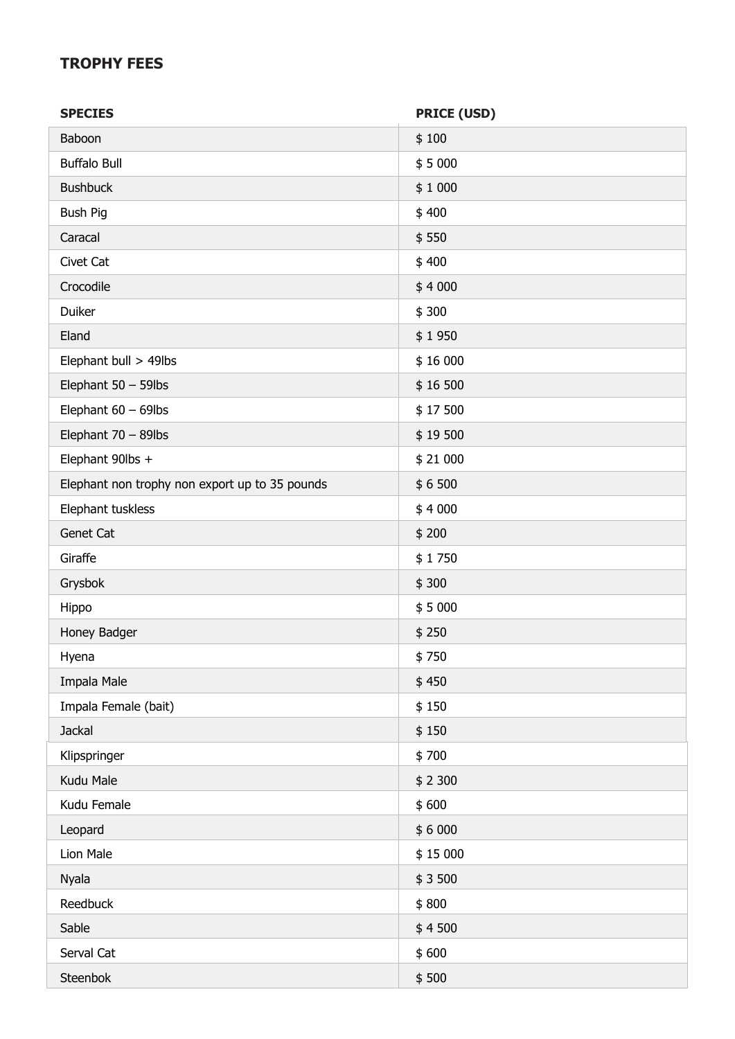## TROPHY FEES

| SPECIES | PRICE (USD) |
|---|---|
| Baboon | $ 100 |
| Buffalo Bull | $ 5 000 |
| Bushbuck | $ 1 000 |
| Bush Pig | $ 400 |
| Caracal | $ 550 |
| Civet Cat | $ 400 |
| Crocodile | $ 4 000 |
| Duiker | $ 300 |
| Eland | $ 1 950 |
| Elephant bull > 49lbs | $ 16 000 |
| Elephant 50 – 59lbs | $ 16 500 |
| Elephant 60 – 69lbs | $ 17 500 |
| Elephant 70 – 89lbs | $ 19 500 |
| Elephant 90lbs + | $ 21 000 |
| Elephant non trophy non export up to 35 pounds | $ 6 500 |
| Elephant tuskless | $ 4 000 |
| Genet Cat | $ 200 |
| Giraffe | $ 1 750 |
| Grysbok | $ 300 |
| Hippo | $ 5 000 |
| Honey Badger | $ 250 |
| Hyena | $ 750 |
| Impala Male | $ 450 |
| Impala Female (bait) | $ 150 |
| Jackal | $ 150 |
| Klipspringer | $ 700 |
| Kudu Male | $ 2 300 |
| Kudu Female | $ 600 |
| Leopard | $ 6 000 |
| Lion Male | $ 15 000 |
| Nyala | $ 3 500 |
| Reedbuck | $ 800 |
| Sable | $ 4 500 |
| Serval Cat | $ 600 |
| Steenbok | $ 500 |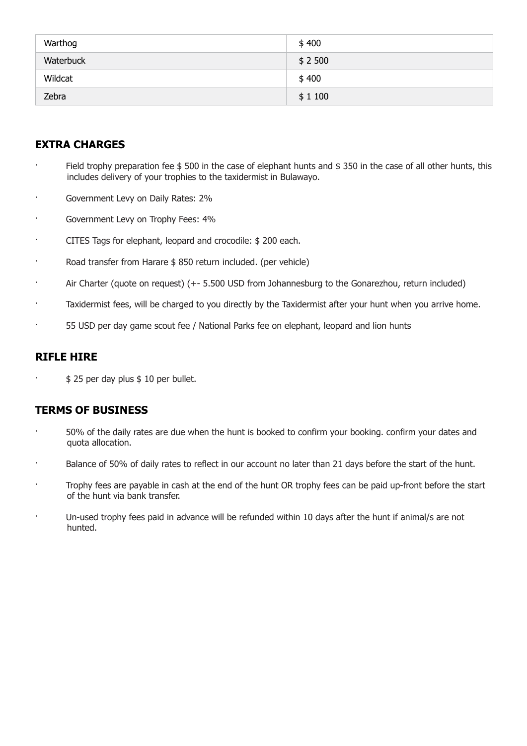| | |
|---|---|
| Warthog | $ 400 |
| Waterbuck | $ 2 500 |
| Wildcat | $ 400 |
| Zebra | $ 1 100 |

## EXTRA CHARGES

- Field trophy preparation fee $ 500 in the case of elephant hunts and $ 350 in the case of all other hunts, this includes delivery of your trophies to the taxidermist in Bulawayo.
- Government Levy on Daily Rates: 2%
- Government Levy on Trophy Fees: 4%
- CITES Tags for elephant, leopard and crocodile: $ 200 each.
- Road transfer from Harare $ 850 return included. (per vehicle)
- Air Charter (quote on request) (+- 5.500 USD from Johannesburg to the Gonarezhou, return included)
- Taxidermist fees, will be charged to you directly by the Taxidermist after your hunt when you arrive home.
- 55 USD per day game scout fee / National Parks fee on elephant, leopard and lion hunts

## RIFLE HIRE

- $ 25 per day plus $ 10 per bullet.

## TERMS OF BUSINESS

- 50% of the daily rates are due when the hunt is booked to confirm your booking. confirm your dates and quota allocation.
- Balance of 50% of daily rates to reflect in our account no later than 21 days before the start of the hunt.
- Trophy fees are payable in cash at the end of the hunt OR trophy fees can be paid up-front before the start of the hunt via bank transfer.
- Un-used trophy fees paid in advance will be refunded within 10 days after the hunt if animal/s are not hunted.